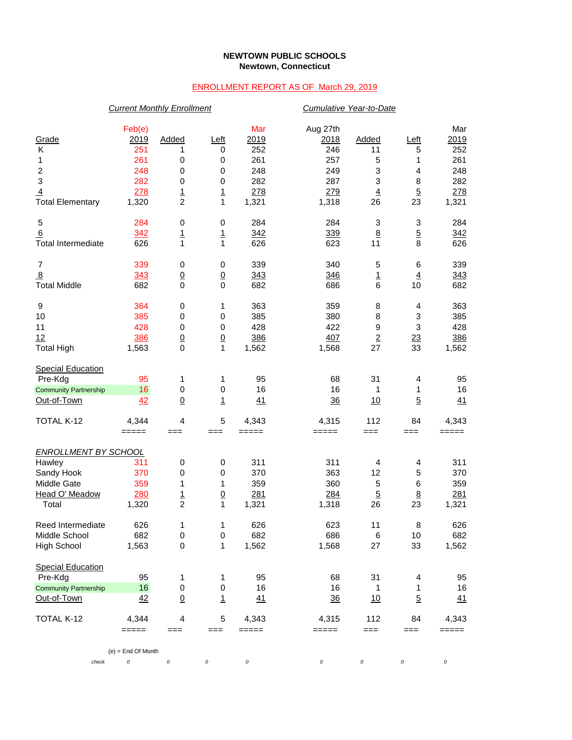**NEWTOWN PUBLIC SCHOOLS**
**Newtown, Connecticut**

ENROLLMENT REPORT AS OF March 29, 2019

| | *Current Monthly Enrollment* | | | | *Cumulative Year-to-Date* | | | |
|---|---|---|---|---|---|---|---|---|
| Grade | Feb(e) 2019 | Added | Left | Mar 2019 | Aug 27th 2018 | Added | Left | Mar 2019 |
| K | 251 | 1 | 0 | 252 | 246 | 11 | 5 | 252 |
| 1 | 261 | 0 | 0 | 261 | 257 | 5 | 1 | 261 |
| 2 | 248 | 0 | 0 | 248 | 249 | 3 | 4 | 248 |
| 3 | 282 | 0 | 0 | 282 | 287 | 3 | 8 | 282 |
| 4 | 278 | 1 | 1 | 278 | 279 | 4 | 5 | 278 |
| Total Elementary | 1,320 | 2 | 1 | 1,321 | 1,318 | 26 | 23 | 1,321 |
| | | | | | | | | |
| 5 | 284 | 0 | 0 | 284 | 284 | 3 | 3 | 284 |
| 6 | 342 | 1 | 1 | 342 | 339 | 8 | 5 | 342 |
| Total Intermediate | 626 | 1 | 1 | 626 | 623 | 11 | 8 | 626 |
| | | | | | | | | |
| 7 | 339 | 0 | 0 | 339 | 340 | 5 | 6 | 339 |
| 8 | 343 | 0 | 0 | 343 | 346 | 1 | 4 | 343 |
| Total Middle | 682 | 0 | 0 | 682 | 686 | 6 | 10 | 682 |
| | | | | | | | | |
| 9 | 364 | 0 | 1 | 363 | 359 | 8 | 4 | 363 |
| 10 | 385 | 0 | 0 | 385 | 380 | 8 | 3 | 385 |
| 11 | 428 | 0 | 0 | 428 | 422 | 9 | 3 | 428 |
| 12 | 386 | 0 | 0 | 386 | 407 | 2 | 23 | 386 |
| Total High | 1,563 | 0 | 1 | 1,562 | 1,568 | 27 | 33 | 1,562 |
| | | | | | | | | |
| Special Education | | | | | | | | |
| Pre-Kdg | 95 | 1 | 1 | 95 | 68 | 31 | 4 | 95 |
| Community Partnership | 16 | 0 | 0 | 16 | 16 | 1 | 1 | 16 |
| Out-of-Town | 42 | 0 | 1 | 41 | 36 | 10 | 5 | 41 |
| | | | | | | | | |
| TOTAL K-12 | 4,344 | 4 | 5 | 4,343 | 4,315 | 112 | 84 | 4,343 |
| | ===== | === | === | ===== | ===== | === | === | ===== |
| | | | | | | | | |
| *ENROLLMENT BY SCHOOL* | | | | | | | | |
| Hawley | 311 | 0 | 0 | 311 | 311 | 4 | 4 | 311 |
| Sandy Hook | 370 | 0 | 0 | 370 | 363 | 12 | 5 | 370 |
| Middle Gate | 359 | 1 | 1 | 359 | 360 | 5 | 6 | 359 |
| Head O' Meadow | 280 | 1 | 0 | 281 | 284 | 5 | 8 | 281 |
| Total | 1,320 | 2 | 1 | 1,321 | 1,318 | 26 | 23 | 1,321 |
| | | | | | | | | |
| Reed Intermediate | 626 | 1 | 1 | 626 | 623 | 11 | 8 | 626 |
| Middle School | 682 | 0 | 0 | 682 | 686 | 6 | 10 | 682 |
| High School | 1,563 | 0 | 1 | 1,562 | 1,568 | 27 | 33 | 1,562 |
| | | | | | | | | |
| Special Education | | | | | | | | |
| Pre-Kdg | 95 | 1 | 1 | 95 | 68 | 31 | 4 | 95 |
| Community Partnership | 16 | 0 | 0 | 16 | 16 | 1 | 1 | 16 |
| Out-of-Town | 42 | 0 | 1 | 41 | 36 | 10 | 5 | 41 |
| | | | | | | | | |
| TOTAL K-12 | 4,344 | 4 | 5 | 4,343 | 4,315 | 112 | 84 | 4,343 |
| | ===== | === | === | ===== | ===== | === | === | ===== |
| | | | | | | | | |
| *check* | *0* | *0* | *0* | *0* | *0* | *0* | *0* | *0* |

(e) = End Of Month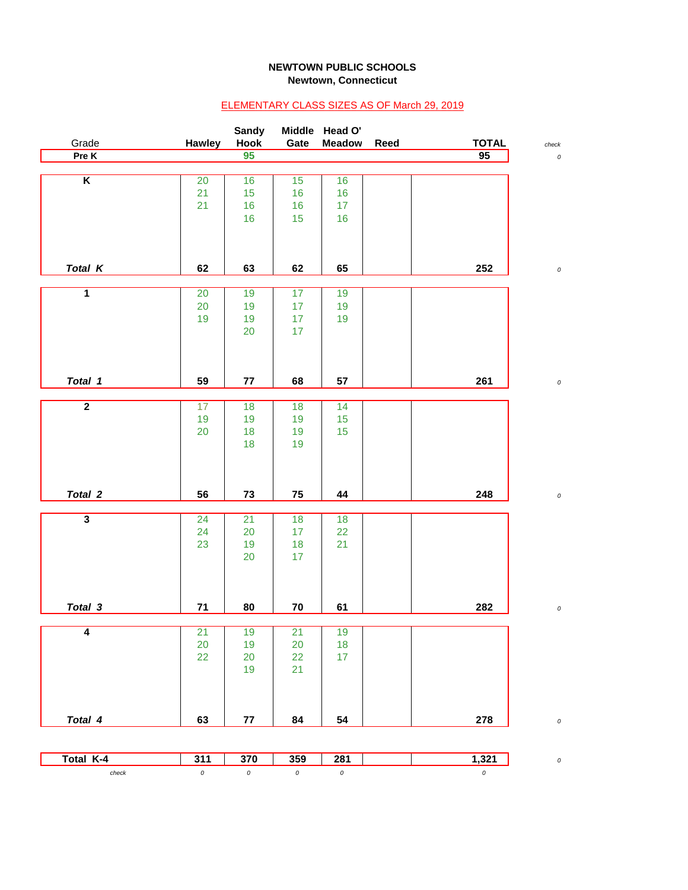**NEWTOWN PUBLIC SCHOOLS**
**Newtown, Connecticut**

ELEMENTARY CLASS SIZES AS OF March 29, 2019

| Grade | Hawley | Sandy Hook | Middle Gate | Head O' Meadow | Reed | TOTAL | check |
|---|---|---|---|---|---|---|---|
| **Pre K** | | **95** | | | | **95** | 0 |
| **K** | 20 | 16 | 15 | 16 | | | |
| | 21 | 15 | 16 | 16 | | | |
| | 21 | 16 | 16 | 17 | | | |
| | | 16 | 15 | 16 | | | |
| ***Total K*** | **62** | **63** | **62** | **65** | | **252** | 0 |
| **1** | 20 | 19 | 17 | 19 | | | |
| | 20 | 19 | 17 | 19 | | | |
| | 19 | 19 | 17 | 19 | | | |
| | | 20 | 17 | | | | |
| ***Total 1*** | **59** | **77** | **68** | **57** | | **261** | 0 |
| **2** | 17 | 18 | 18 | 14 | | | |
| | 19 | 19 | 19 | 15 | | | |
| | 20 | 18 | 19 | 15 | | | |
| | | 18 | 19 | | | | |
| ***Total 2*** | **56** | **73** | **75** | **44** | | **248** | 0 |
| **3** | 24 | 21 | 18 | 18 | | | |
| | 24 | 20 | 17 | 22 | | | |
| | 23 | 19 | 18 | 21 | | | |
| | | 20 | 17 | | | | |
| ***Total 3*** | **71** | **80** | **70** | **61** | | **282** | 0 |
| **4** | 21 | 19 | 21 | 19 | | | |
| | 20 | 19 | 20 | 18 | | | |
| | 22 | 20 | 22 | 17 | | | |
| | | 19 | 21 | | | | |
| ***Total 4*** | **63** | **77** | **84** | **54** | | **278** | 0 |
| **Total K-4** | **311** | **370** | **359** | **281** | | **1,321** | 0 |
| *check* | *0* | *0* | *0* | *0* | | *0* | |